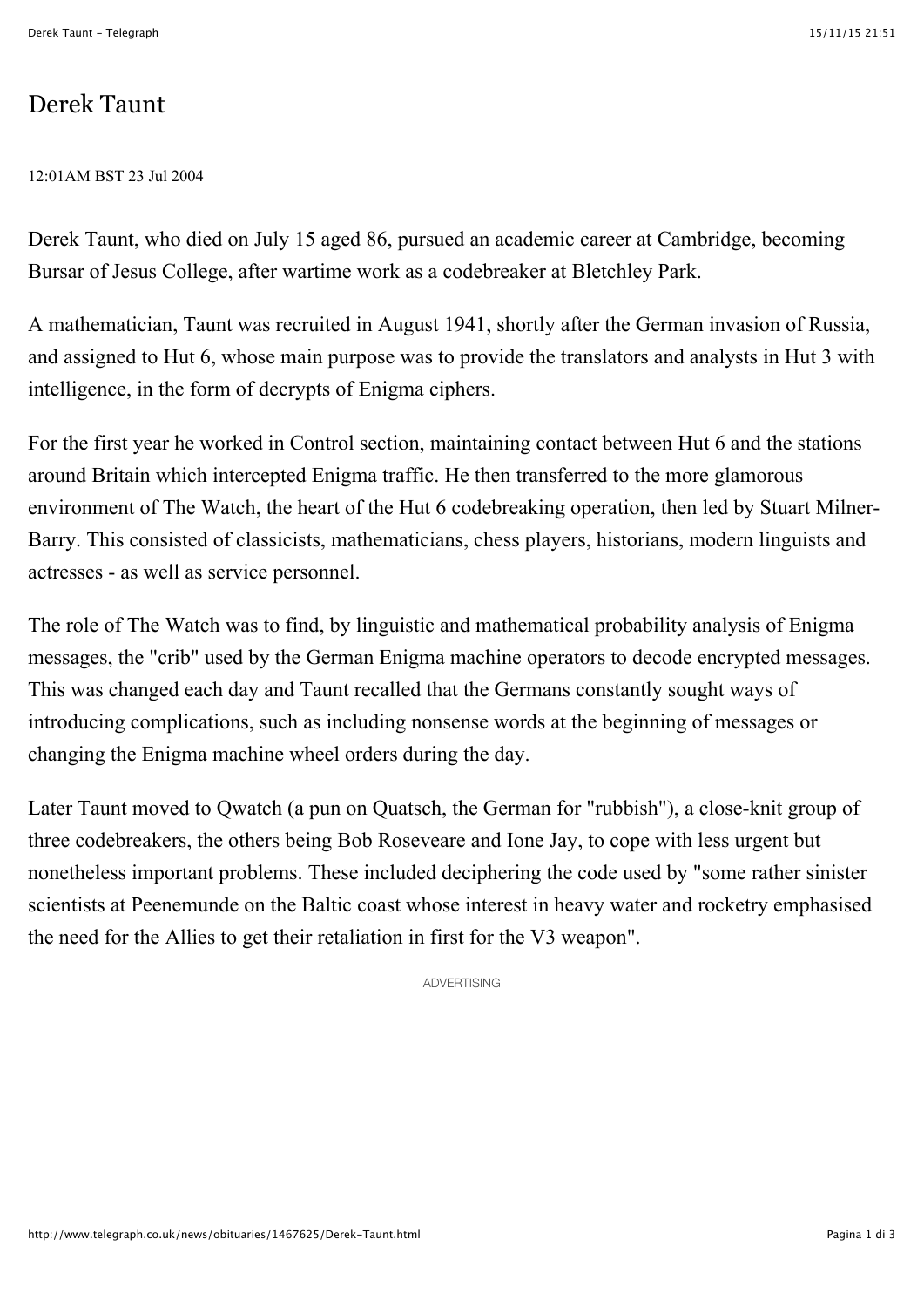# Derek Taunt

12:01AM BST 23 Jul 2004

Derek Taunt, who died on July 15 aged 86, pursued an academic career at Cambridge, becoming Bursar of Jesus College, after wartime work as a codebreaker at Bletchley Park.

A mathematician, Taunt was recruited in August 1941, shortly after the German invasion of Russia, and assigned to Hut 6, whose main purpose was to provide the translators and analysts in Hut 3 with intelligence, in the form of decrypts of Enigma ciphers.

For the first year he worked in Control section, maintaining contact between Hut 6 and the stations around Britain which intercepted Enigma traffic. He then transferred to the more glamorous environment of The Watch, the heart of the Hut 6 codebreaking operation, then led by Stuart Milner-Barry. This consisted of classicists, mathematicians, chess players, historians, modern linguists and actresses - as well as service personnel.

The role of The Watch was to find, by linguistic and mathematical probability analysis of Enigma messages, the "crib" used by the German Enigma machine operators to decode encrypted messages. This was changed each day and Taunt recalled that the Germans constantly sought ways of introducing complications, such as including nonsense words at the beginning of messages or changing the Enigma machine wheel orders during the day.

Later Taunt moved to Qwatch (a pun on Quatsch, the German for "rubbish"), a close-knit group of three codebreakers, the others being Bob Roseveare and Ione Jay, to cope with less urgent but nonetheless important problems. These included deciphering the code used by "some rather sinister scientists at Peenemunde on the Baltic coast whose interest in heavy water and rocketry emphasised the need for the Allies to get their retaliation in first for the V3 weapon".

ADVERTISING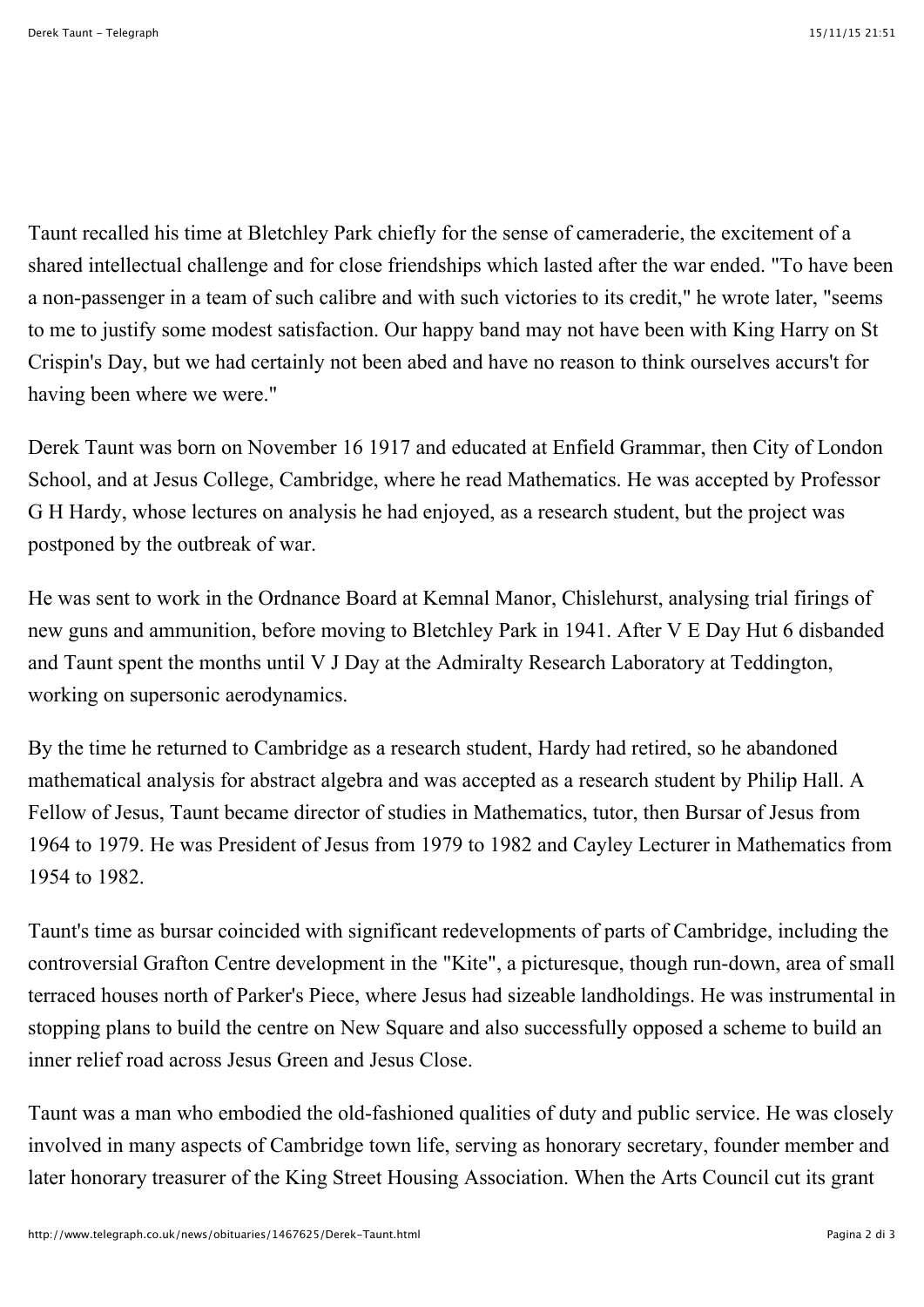Taunt recalled his time at Bletchley Park chiefly for the sense of cameraderie, the excitement of a shared intellectual challenge and for close friendships which lasted after the war ended. "To have been a non-passenger in a team of such calibre and with such victories to its credit," he wrote later, "seems to me to justify some modest satisfaction. Our happy band may not have been with King Harry on St Crispin's Day, but we had certainly not been abed and have no reason to think ourselves accurs't for having been where we were."

Derek Taunt was born on November 16 1917 and educated at Enfield Grammar, then City of London School, and at Jesus College, Cambridge, where he read Mathematics. He was accepted by Professor G H Hardy, whose lectures on analysis he had enjoyed, as a research student, but the project was postponed by the outbreak of war.

He was sent to work in the Ordnance Board at Kemnal Manor, Chislehurst, analysing trial firings of new guns and ammunition, before moving to Bletchley Park in 1941. After V E Day Hut 6 disbanded and Taunt spent the months until V J Day at the Admiralty Research Laboratory at Teddington, working on supersonic aerodynamics.

By the time he returned to Cambridge as a research student, Hardy had retired, so he abandoned mathematical analysis for abstract algebra and was accepted as a research student by Philip Hall. A Fellow of Jesus, Taunt became director of studies in Mathematics, tutor, then Bursar of Jesus from 1964 to 1979. He was President of Jesus from 1979 to 1982 and Cayley Lecturer in Mathematics from 1954 to 1982.

Taunt's time as bursar coincided with significant redevelopments of parts of Cambridge, including the controversial Grafton Centre development in the "Kite", a picturesque, though run-down, area of small terraced houses north of Parker's Piece, where Jesus had sizeable landholdings. He was instrumental in stopping plans to build the centre on New Square and also successfully opposed a scheme to build an inner relief road across Jesus Green and Jesus Close.

Taunt was a man who embodied the old-fashioned qualities of duty and public service. He was closely involved in many aspects of Cambridge town life, serving as honorary secretary, founder member and later honorary treasurer of the King Street Housing Association. When the Arts Council cut its grant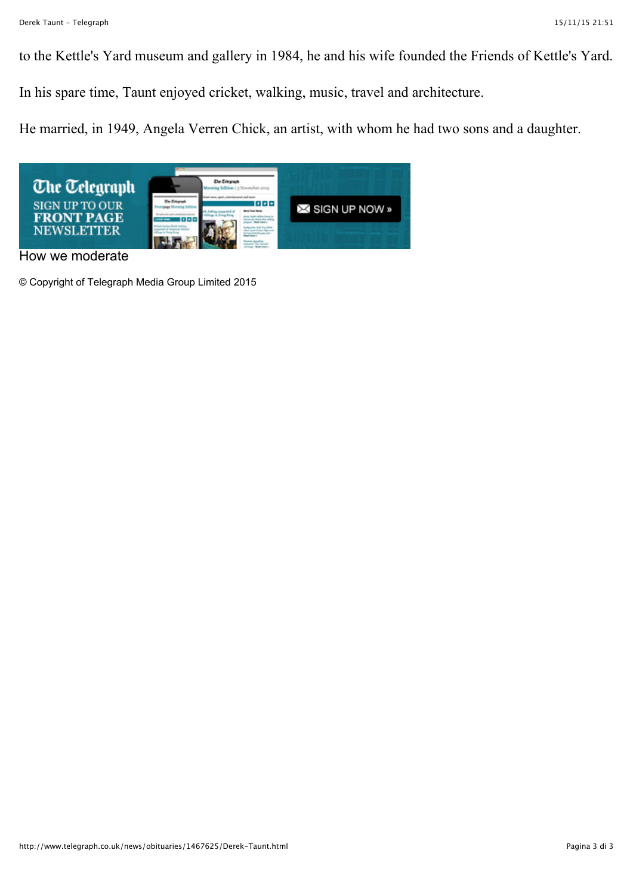to the Kettle's Yard museum and gallery in 1984, he and his wife founded the Friends of Kettle's Yard.

In his spare time, Taunt enjoyed cricket, walking, music, travel and architecture.

He married, in 1949, Angela Verren Chick, an artist, with whom he had two sons and a daughter.

How we moderate

© Copyright of Telegraph Media Group Limited 2015